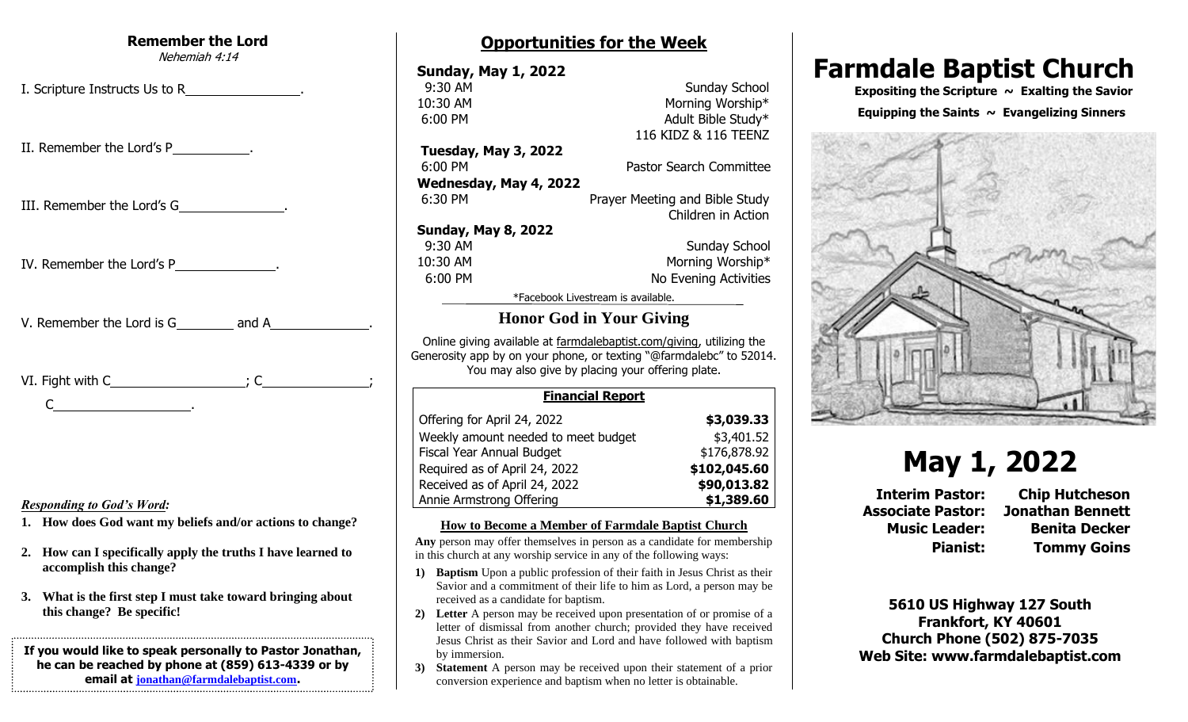## Remember the Lord

*Nehemiah 4:14*

I. Scripture Instructs Us to R________________.

II. Remember the Lord's P___________.

III. Remember the Lord's G______________.

IV. Remember the Lord's P______________.

V. Remember the Lord is G________ and A______________.

VI. Fight with C__________________; C______________; C__________________.

***Responding to God's Word:***

1. **How does God want my beliefs and/or actions to change?**
2. **How can I specifically apply the truths I have learned to accomplish this change?**
3. **What is the first step I must take toward bringing about this change? Be specific!**

**If you would like to speak personally to Pastor Jonathan, he can be reached by phone at (859) 613-4339 or by email at jonathan@farmdalebaptist.com.**

## Opportunities for the Week

**Sunday, May 1, 2022**

| | |
|---|---|
| 9:30 AM | Sunday School |
| 10:30 AM | Morning Worship* |
| 6:00 PM | Adult Bible Study* |
| | 116 KIDZ & 116 TEENZ |

**Tuesday, May 3, 2022**

| | |
|---|---|
| 6:00 PM | Pastor Search Committee |

**Wednesday, May 4, 2022**

| | |
|---|---|
| 6:30 PM | Prayer Meeting and Bible Study |
| | Children in Action |

**Sunday, May 8, 2022**

| | |
|---|---|
| 9:30 AM | Sunday School |
| 10:30 AM | Morning Worship* |
| 6:00 PM | No Evening Activities |

*Facebook Livestream is available.

## Honor God in Your Giving

Online giving available at farmdalebaptist.com/giving, utilizing the Generosity app by on your phone, or texting "@farmdalebc" to 52014. You may also give by placing your offering plate.

| Financial Report | |
|---|---|
| Offering for April 24, 2022 | **$3,039.33** |
| Weekly amount needed to meet budget | $3,401.52 |
| Fiscal Year Annual Budget | $176,878.92 |
| Required as of April 24, 2022 | **$102,045.60** |
| Received as of April 24, 2022 | **$90,013.82** |
| Annie Armstrong Offering | **$1,389.60** |

### How to Become a Member of Farmdale Baptist Church

**Any** person may offer themselves in person as a candidate for membership in this church at any worship service in any of the following ways:

1) **Baptism** Upon a public profession of their faith in Jesus Christ as their Savior and a commitment of their life to him as Lord, a person may be received as a candidate for baptism.
2) **Letter** A person may be received upon presentation of or promise of a letter of dismissal from another church; provided they have received Jesus Christ as their Savior and Lord and have followed with baptism by immersion.
3) **Statement** A person may be received upon their statement of a prior conversion experience and baptism when no letter is obtainable.

# Farmdale Baptist Church

**Expositing the Scripture ~ Exalting the Savior**

**Equipping the Saints ~ Evangelizing Sinners**

# May 1, 2022

| | |
|---|---|
| **Interim Pastor:** | **Chip Hutcheson** |
| **Associate Pastor:** | **Jonathan Bennett** |
| **Music Leader:** | **Benita Decker** |
| **Pianist:** | **Tommy Goins** |

**5610 US Highway 127 South**
**Frankfort, KY 40601**
**Church Phone (502) 875-7035**
**Web Site: www.farmdalebaptist.com**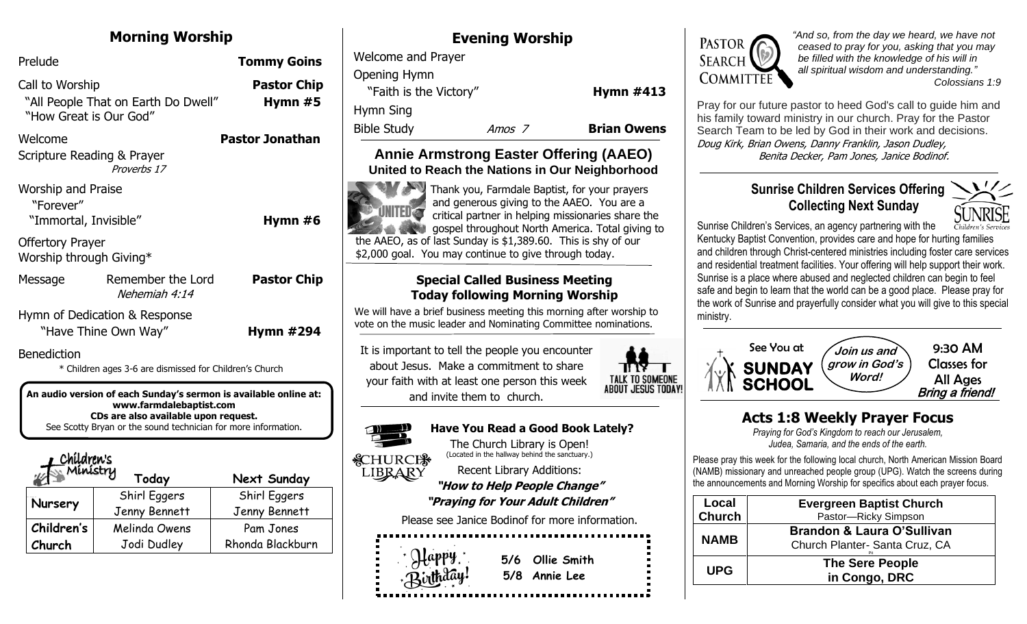## Morning Worship

Prelude **Tommy Goins**

Call to Worship **Pastor Chip**

"All People That on Earth Do Dwell" **Hymn #5**

"How Great is Our God"

Welcome **Pastor Jonathan**

Scripture Reading & Prayer

*Proverbs 17*

Worship and Praise

"Forever"

"Immortal, Invisible" **Hymn #6**

Offertory Prayer

Worship through Giving*

Message Remember the Lord **Pastor Chip**

*Nehemiah 4:14*

Hymn of Dedication & Response

"Have Thine Own Way" **Hymn #294**

Benediction

\* Children ages 3-6 are dismissed for Children's Church

**An audio version of each Sunday's sermon is available online at: www.farmdalebaptist.com**
**CDs are also available upon request.**
See Scotty Bryan or the sound technician for more information.

Children's Ministry

| | Today | Next Sunday |
|---|---|---|
| Nursery | Shirl Eggers<br>Jenny Bennett | Shirl Eggers<br>Jenny Bennett |
| Children's Church | Melinda Owens<br>Jodi Dudley | Pam Jones<br>Rhonda Blackburn |

## Evening Worship

Welcome and Prayer

Opening Hymn

"Faith is the Victory" **Hymn #413**

Hymn Sing

Bible Study *Amos 7* **Brian Owens**

### Annie Armstrong Easter Offering (AAEO)
**United to Reach the Nations in Our Neighborhood**

Thank you, Farmdale Baptist, for your prayers and generous giving to the AAEO. You are a critical partner in helping missionaries share the gospel throughout North America. Total giving to the AAEO, as of last Sunday is $1,389.60. This is shy of our $2,000 goal. You may continue to give through today.

### Special Called Business Meeting
**Today following Morning Worship**

We will have a brief business meeting this morning after worship to vote on the music leader and Nominating Committee nominations.

It is important to tell the people you encounter about Jesus. Make a commitment to share your faith with at least one person this week and invite them to church.

TALK TO SOMEONE ABOUT JESUS TODAY!

### Have You Read a Good Book Lately?

Church Library

The Church Library is Open!
(Located in the hallway behind the sanctuary.)

Recent Library Additions:

***"How to Help People Change"***

***"Praying for Your Adult Children"***

Please see Janice Bodinof for more information.

Happy Birthday!

**5/6 Ollie Smith**
**5/8 Annie Lee**

Pastor Search Committee

*"And so, from the day we heard, we have not ceased to pray for you, asking that you may be filled with the knowledge of his will in all spiritual wisdom and understanding."*
*Colossians 1:9*

Pray for our future pastor to heed God's call to guide him and his family toward ministry in our church. Pray for the Pastor Search Team to be led by God in their work and decisions.
*Doug Kirk, Brian Owens, Danny Franklin, Jason Dudley, Benita Decker, Pam Jones, Janice Bodinof.*

### Sunrise Children Services Offering
**Collecting Next Sunday**

Sunrise Children's Services, an agency partnering with the Kentucky Baptist Convention, provides care and hope for hurting families and children through Christ-centered ministries including foster care services and residential treatment facilities. Your offering will help support their work. Sunrise is a place where abused and neglected children can begin to feel safe and begin to learn that the world can be a good place. Please pray for the work of Sunrise and prayerfully consider what you will give to this special ministry.

See You at **SUNDAY SCHOOL**

*Join us and grow in God's Word!*

9:30 AM
Classes for All Ages
*Bring a friend!*

### Acts 1:8 Weekly Prayer Focus

*Praying for God's Kingdom to reach our Jerusalem, Judea, Samaria, and the ends of the earth.*

Please pray this week for the following local church, North American Mission Board (NAMB) missionary and unreached people group (UPG). Watch the screens during the announcements and Morning Worship for specifics about each prayer focus.

| | |
|---|---|
| **Local Church** | **Evergreen Baptist Church**<br>Pastor—Ricky Simpson |
| **NAMB** | **Brandon & Laura O'Sullivan**<br>Church Planter- Santa Cruz, CA |
| **UPG** | **The Sere People in Congo, DRC** |